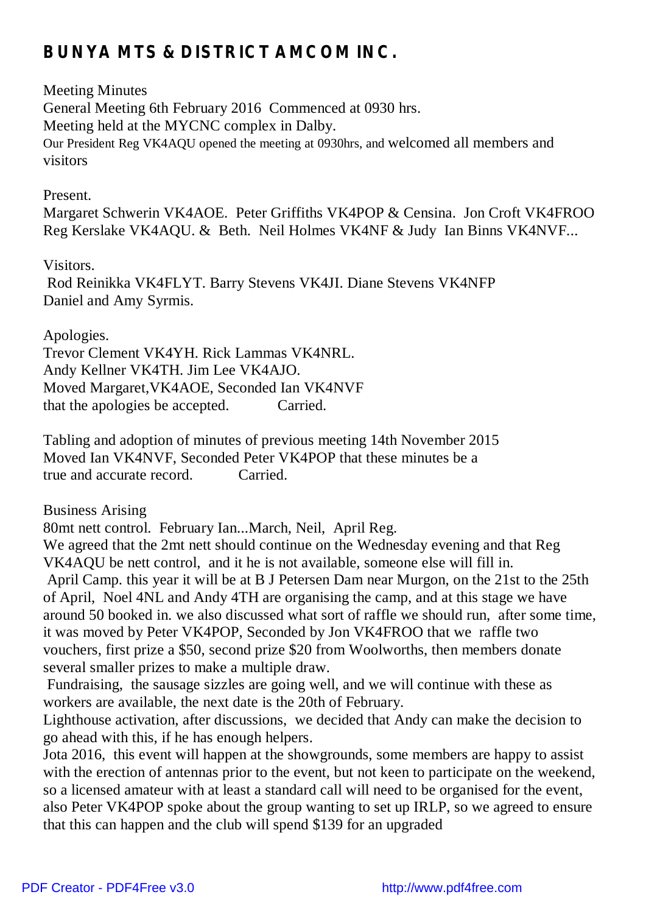# BUNYA MTS & DISTRICT AMCOM INC.

Meeting Minutes
General Meeting 6th February 2016 Commenced at 0930 hrs.
Meeting held at the MYCNC complex in Dalby.
Our President Reg VK4AQU opened the meeting at 0930hrs, and welcomed all members and visitors

Present.
Margaret Schwerin VK4AOE. Peter Griffiths VK4POP & Censina. Jon Croft VK4FROO
Reg Kerslake VK4AQU. & Beth. Neil Holmes VK4NF & Judy Ian Binns VK4NVF...

Visitors.
Rod Reinikka VK4FLYT. Barry Stevens VK4JI. Diane Stevens VK4NFP
Daniel and Amy Syrmis.

Apologies.
Trevor Clement VK4YH. Rick Lammas VK4NRL.
Andy Kellner VK4TH. Jim Lee VK4AJO.
Moved Margaret,VK4AOE, Seconded Ian VK4NVF
that the apologies be accepted. Carried.

Tabling and adoption of minutes of previous meeting 14th November 2015
Moved Ian VK4NVF, Seconded Peter VK4POP that these minutes be a
true and accurate record. Carried.

Business Arising
80mt nett control. February Ian...March, Neil, April Reg.
We agreed that the 2mt nett should continue on the Wednesday evening and that Reg VK4AQU be nett control, and it he is not available, someone else will fill in.
April Camp. this year it will be at B J Petersen Dam near Murgon, on the 21st to the 25th of April, Noel 4NL and Andy 4TH are organising the camp, and at this stage we have around 50 booked in. we also discussed what sort of raffle we should run, after some time, it was moved by Peter VK4POP, Seconded by Jon VK4FROO that we raffle two vouchers, first prize a $50, second prize $20 from Woolworths, then members donate several smaller prizes to make a multiple draw.
Fundraising, the sausage sizzles are going well, and we will continue with these as workers are available, the next date is the 20th of February.
Lighthouse activation, after discussions, we decided that Andy can make the decision to go ahead with this, if he has enough helpers.
Jota 2016, this event will happen at the showgrounds, some members are happy to assist with the erection of antennas prior to the event, but not keen to participate on the weekend, so a licensed amateur with at least a standard call will need to be organised for the event, also Peter VK4POP spoke about the group wanting to set up IRLP, so we agreed to ensure that this can happen and the club will spend $139 for an upgraded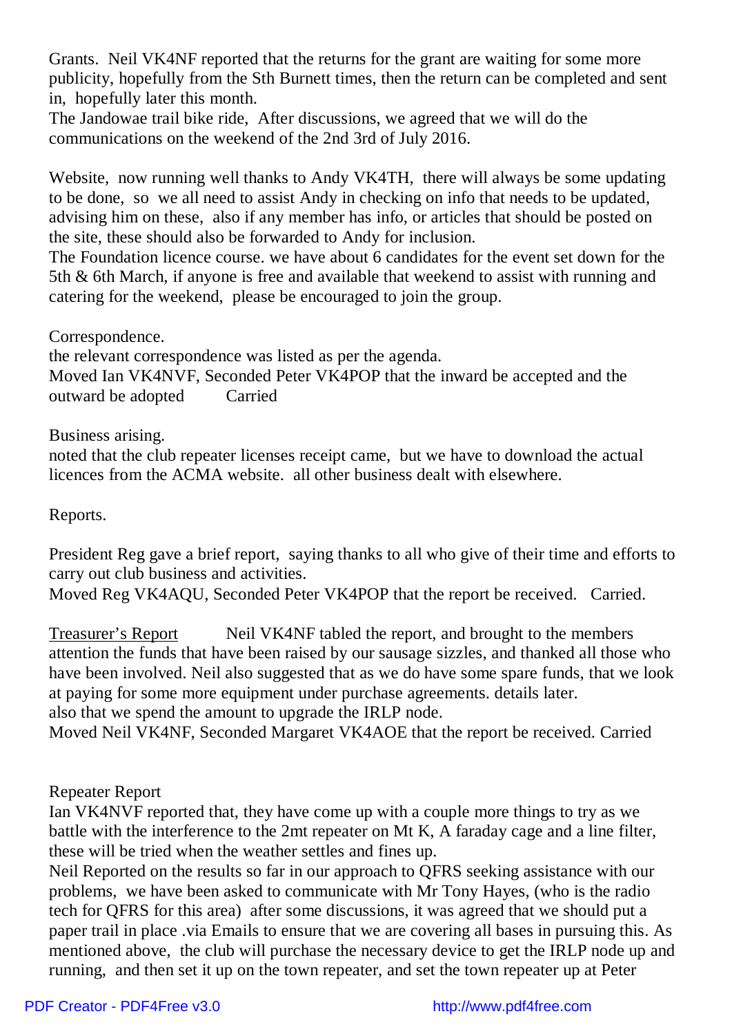Grants. Neil VK4NF reported that the returns for the grant are waiting for some more publicity, hopefully from the Sth Burnett times, then the return can be completed and sent in, hopefully later this month.
The Jandowae trail bike ride, After discussions, we agreed that we will do the communications on the weekend of the 2nd 3rd of July 2016.

Website, now running well thanks to Andy VK4TH, there will always be some updating to be done, so we all need to assist Andy in checking on info that needs to be updated, advising him on these, also if any member has info, or articles that should be posted on the site, these should also be forwarded to Andy for inclusion.
The Foundation licence course. we have about 6 candidates for the event set down for the 5th & 6th March, if anyone is free and available that weekend to assist with running and catering for the weekend, please be encouraged to join the group.

Correspondence.
the relevant correspondence was listed as per the agenda.
Moved Ian VK4NVF, Seconded Peter VK4POP that the inward be accepted and the outward be adopted Carried

Business arising.
noted that the club repeater licenses receipt came, but we have to download the actual licences from the ACMA website. all other business dealt with elsewhere.

Reports.

President Reg gave a brief report, saying thanks to all who give of their time and efforts to carry out club business and activities.
Moved Reg VK4AQU, Seconded Peter VK4POP that the report be received. Carried.

Treasurer's Report Neil VK4NF tabled the report, and brought to the members attention the funds that have been raised by our sausage sizzles, and thanked all those who have been involved. Neil also suggested that as we do have some spare funds, that we look at paying for some more equipment under purchase agreements. details later.
also that we spend the amount to upgrade the IRLP node.
Moved Neil VK4NF, Seconded Margaret VK4AOE that the report be received. Carried

Repeater Report
Ian VK4NVF reported that, they have come up with a couple more things to try as we battle with the interference to the 2mt repeater on Mt K, A faraday cage and a line filter, these will be tried when the weather settles and fines up.
Neil Reported on the results so far in our approach to QFRS seeking assistance with our problems, we have been asked to communicate with Mr Tony Hayes, (who is the radio tech for QFRS for this area) after some discussions, it was agreed that we should put a paper trail in place .via Emails to ensure that we are covering all bases in pursuing this. As mentioned above, the club will purchase the necessary device to get the IRLP node up and running, and then set it up on the town repeater, and set the town repeater up at Peter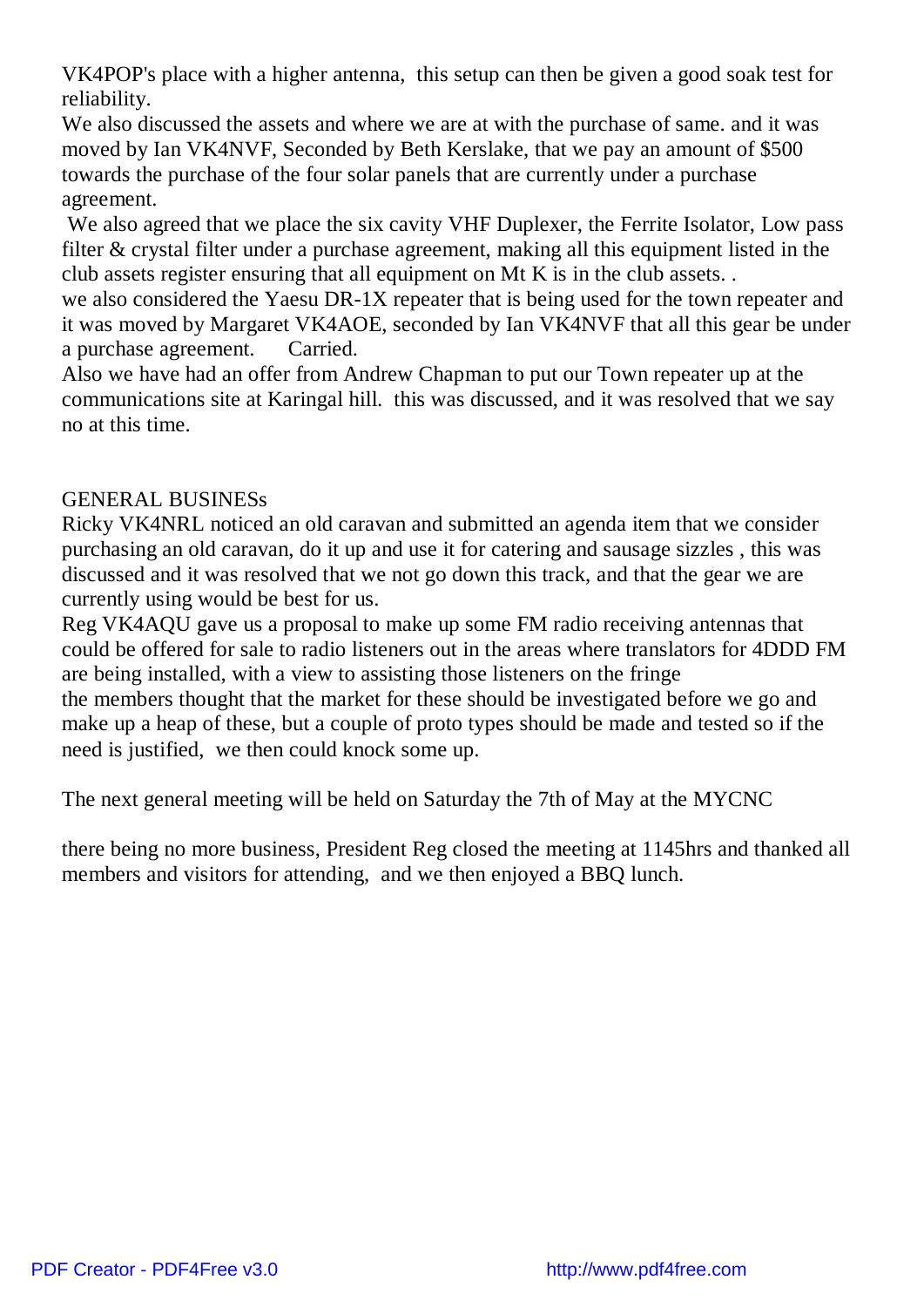VK4POP's place with a higher antenna, this setup can then be given a good soak test for reliability.
We also discussed the assets and where we are at with the purchase of same. and it was moved by Ian VK4NVF, Seconded by Beth Kerslake, that we pay an amount of $500 towards the purchase of the four solar panels that are currently under a purchase agreement.
We also agreed that we place the six cavity VHF Duplexer, the Ferrite Isolator, Low pass filter & crystal filter under a purchase agreement, making all this equipment listed in the club assets register ensuring that all equipment on Mt K is in the club assets. .
we also considered the Yaesu DR-1X repeater that is being used for the town repeater and it was moved by Margaret VK4AOE, seconded by Ian VK4NVF that all this gear be under a purchase agreement. Carried.
Also we have had an offer from Andrew Chapman to put our Town repeater up at the communications site at Karingal hill. this was discussed, and it was resolved that we say no at this time.

GENERAL BUSINESs
Ricky VK4NRL noticed an old caravan and submitted an agenda item that we consider purchasing an old caravan, do it up and use it for catering and sausage sizzles , this was discussed and it was resolved that we not go down this track, and that the gear we are currently using would be best for us.
Reg VK4AQU gave us a proposal to make up some FM radio receiving antennas that could be offered for sale to radio listeners out in the areas where translators for 4DDD FM are being installed, with a view to assisting those listeners on the fringe
the members thought that the market for these should be investigated before we go and make up a heap of these, but a couple of proto types should be made and tested so if the need is justified, we then could knock some up.

The next general meeting will be held on Saturday the 7th of May at the MYCNC

there being no more business, President Reg closed the meeting at 1145hrs and thanked all members and visitors for attending, and we then enjoyed a BBQ lunch.